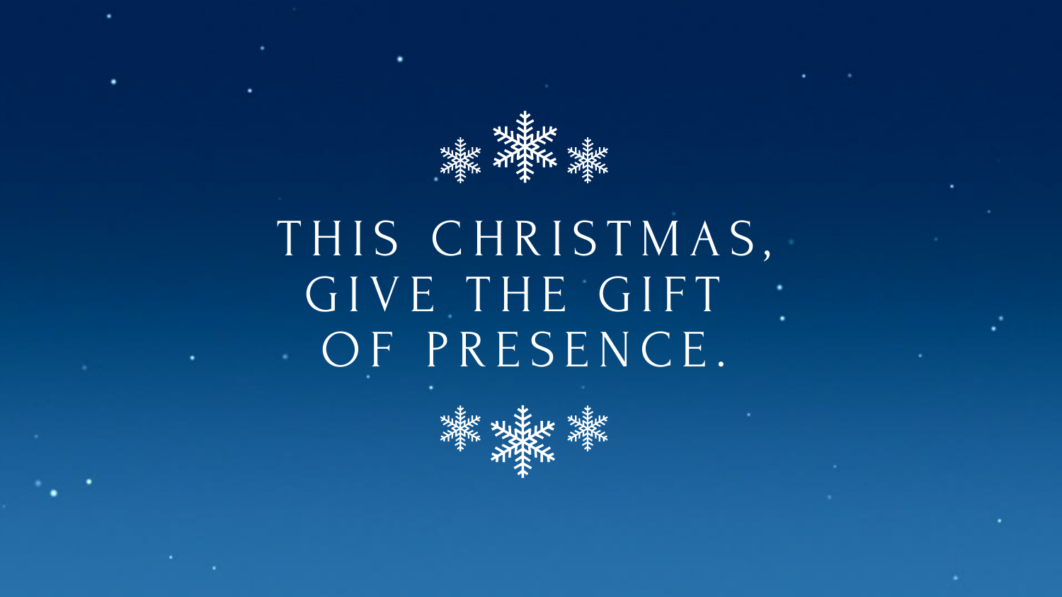# THIS CHRISTMAS, GIVE THE GIFT OF PRESENCE.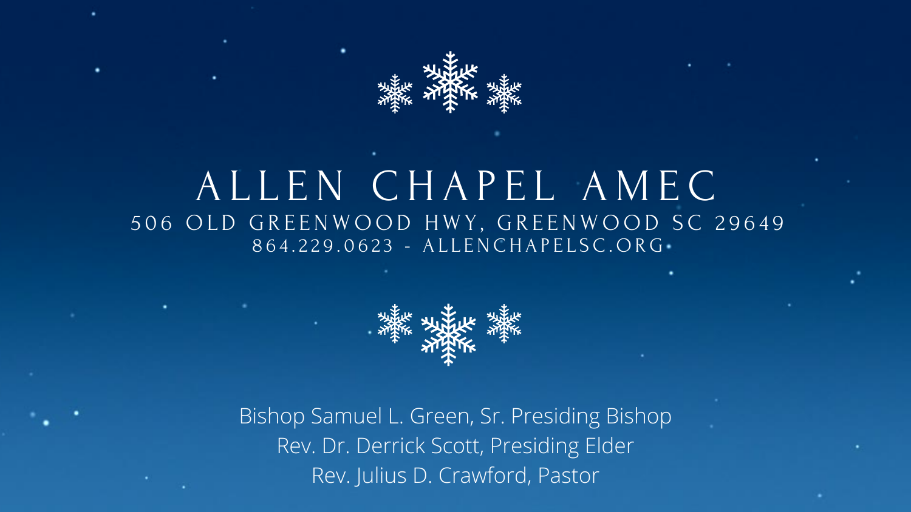# ALLEN CHAPEL AMEC

506 OLD GREENWOOD HWY, GREENWOOD SC 29649

864.229.0623 - ALLENCHAPELSC.ORG

Bishop Samuel L. Green, Sr. Presiding Bishop

Rev. Dr. Derrick Scott, Presiding Elder

Rev. Julius D. Crawford, Pastor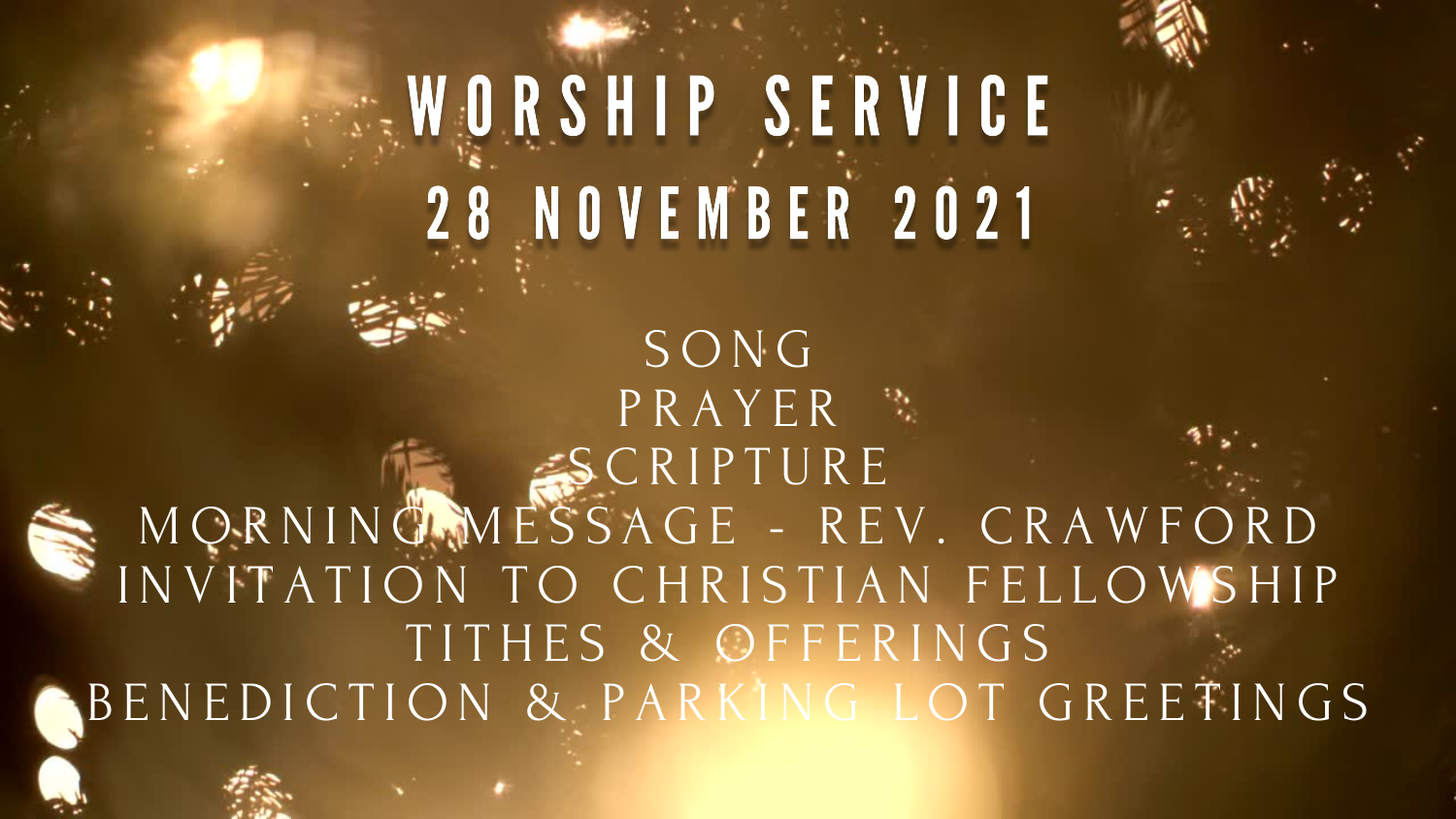# WORSHIP SERVICE
# 28 NOVEMBER 2021

SONG
PRAYER
SCRIPTURE
MORNING MESSAGE - REV. CRAWFORD
INVITATION TO CHRISTIAN FELLOWSHIP
TITHES & OFFERINGS
BENEDICTION & PARKING LOT GREETINGS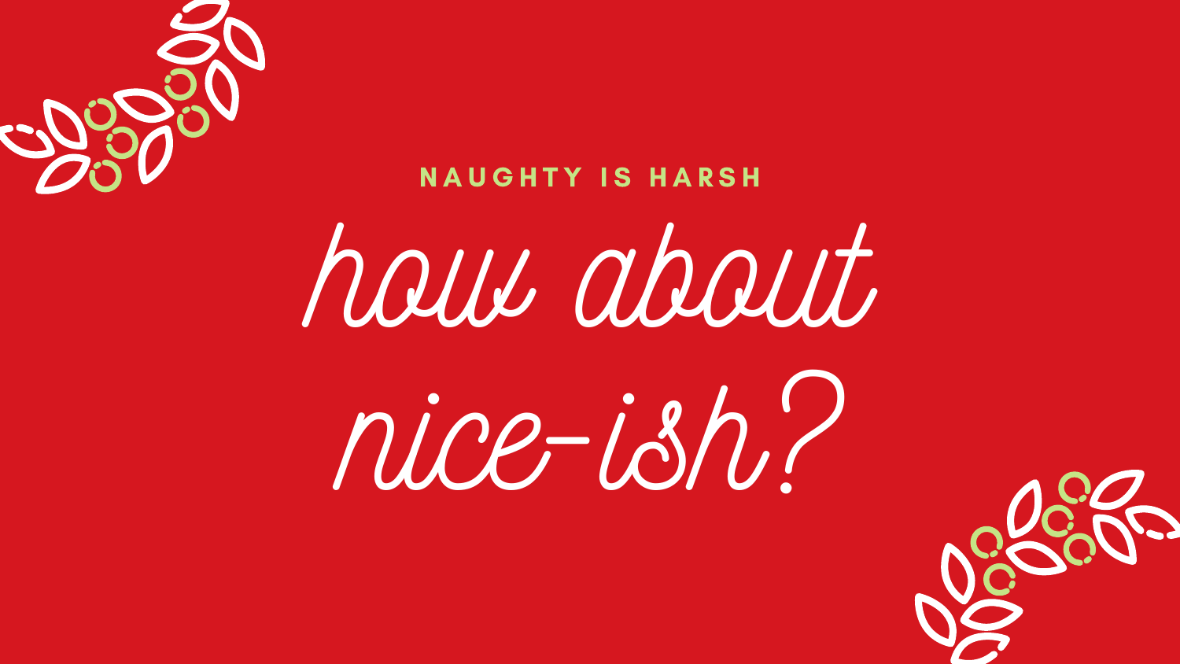NAUGHTY IS HARSH

# how about nice-ish?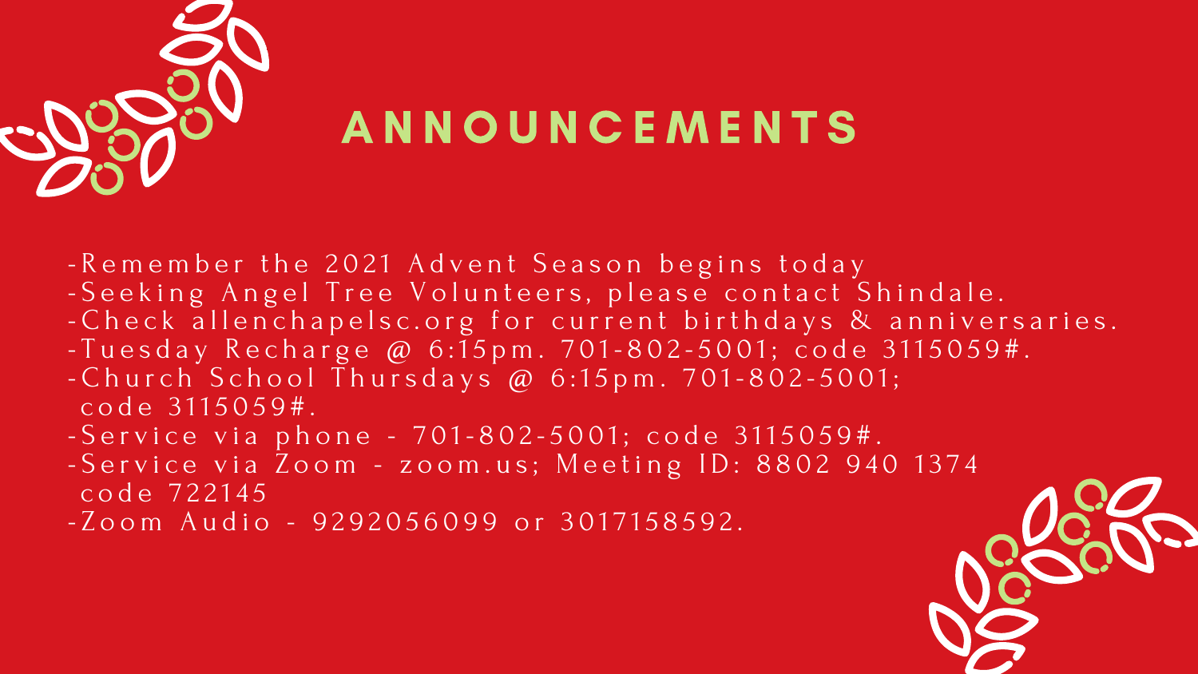# ANNOUNCEMENTS

-Remember the 2021 Advent Season begins today
-Seeking Angel Tree Volunteers, please contact Shindale.
-Check allenchapelsc.org for current birthdays & anniversaries.
-Tuesday Recharge @ 6:15pm. 701-802-5001; code 3115059#.
-Church School Thursdays @ 6:15pm. 701-802-5001; code 3115059#.
-Service via phone - 701-802-5001; code 3115059#.
-Service via Zoom - zoom.us; Meeting ID: 8802 940 1374 code 722145
-Zoom Audio - 9292056099 or 3017158592.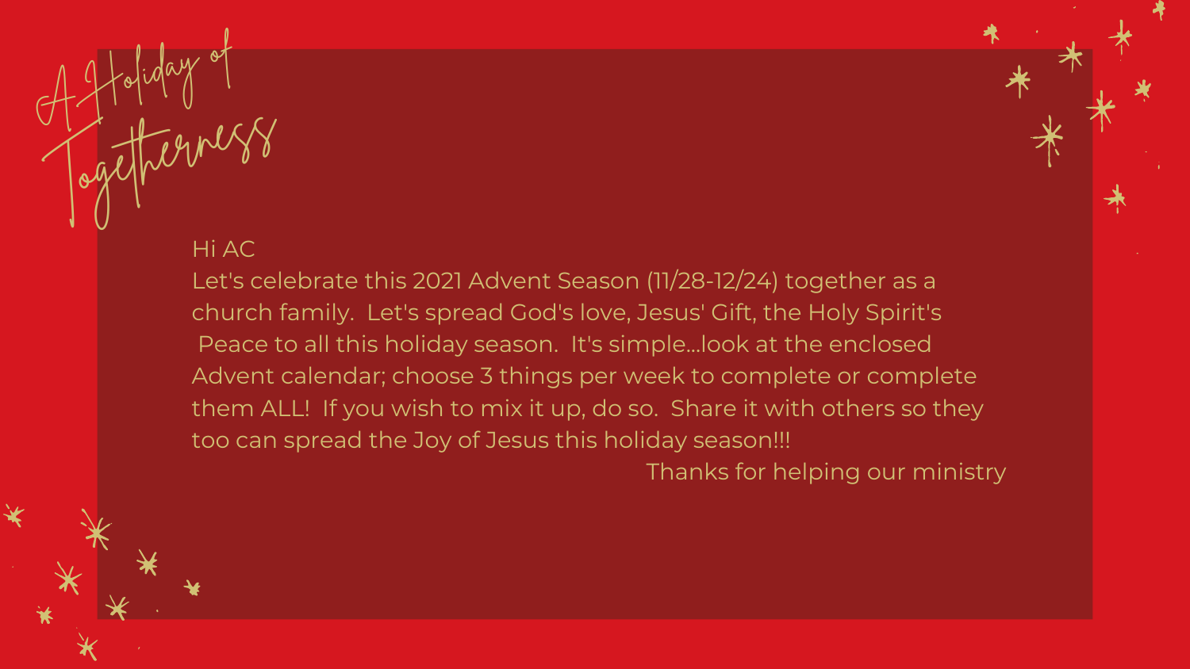# A Holiday of Togetherness

Hi AC

Let's celebrate this 2021 Advent Season (11/28-12/24) together as a church family. Let's spread God's love, Jesus' Gift, the Holy Spirit's Peace to all this holiday season. It's simple...look at the enclosed Advent calendar; choose 3 things per week to complete or complete them ALL! If you wish to mix it up, do so. Share it with others so they too can spread the Joy of Jesus this holiday season!!!

Thanks for helping our ministry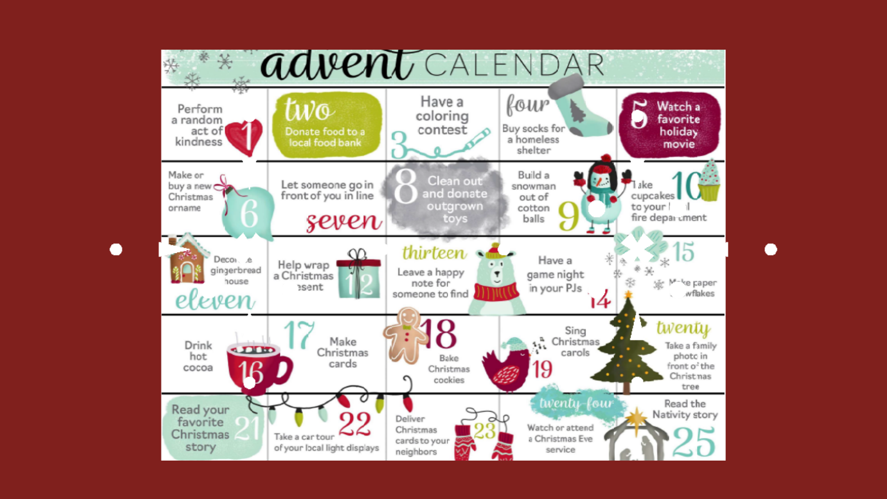# advent CALENDAR

| | | | | |
|---|---|---|---|---|
| Perform a random act of kindness 1 | two Donate food to a local food bank | Have a coloring contest 3 | four Buy socks for a homeless shelter | 5 Watch a favorite holiday movie |
| Make or buy a new Christmas ornament 6 | Let someone go in front of you in line seven | 8 Clean out and donate outgrown toys | Build a snowman out of cotton balls 9 | Take cupcakes to your local fire department 10 |
| Decorate a gingerbread house eleven | Help wrap a Christmas present 12 | thirteen Leave a happy note for someone to find | Have a game night in your PJs 14 | 15 Make paper snowflakes |
| Drink hot cocoa 16 | 17 Make Christmas cards | 18 Bake Christmas cookies | Sing Christmas carols 19 | twenty Take a family photo in front of the Christmas tree |
| Read your favorite Christmas story 21 | 22 Take a car tour of your local light displays | Deliver Christmas cards to your neighbors 23 | twenty-four Watch or attend a Christmas Eve service | Read the Nativity story 25 |